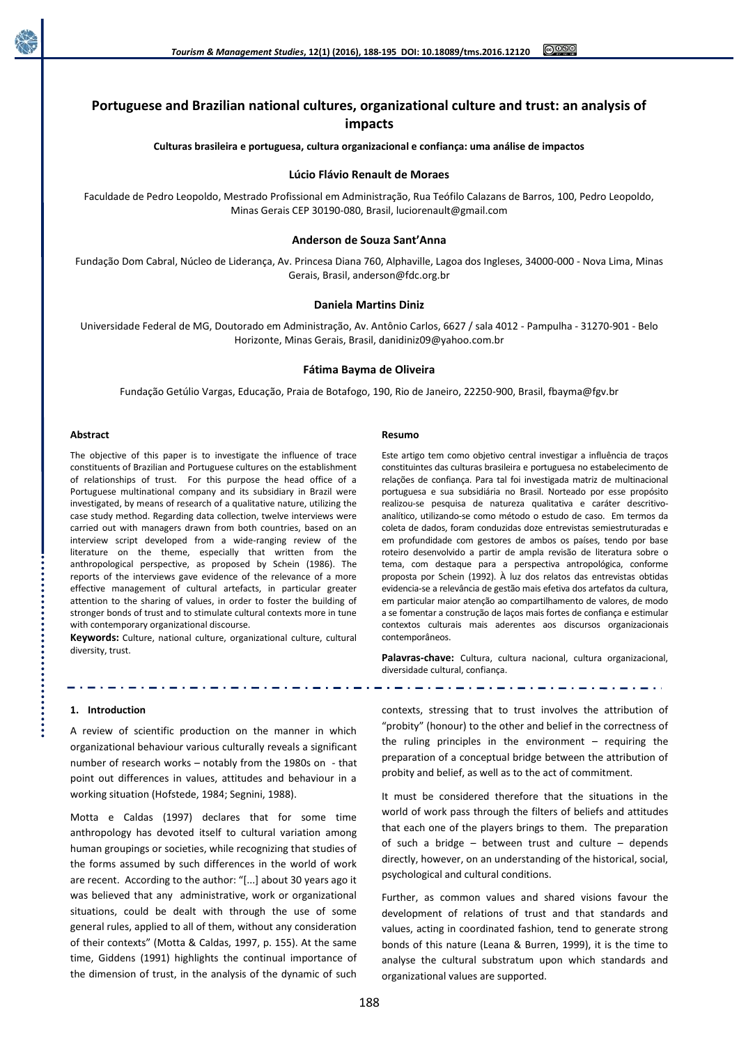# Portuguese and Brazilian national cultures, organizational culture and trust: an analysis of impacts

**Culturas brasileira e portuguesa, cultura organizacional e confiança: uma análise de impactos**

**Lúcio Flávio Renault de Moraes**

Faculdade de Pedro Leopoldo, Mestrado Profissional em Administração, Rua Teófilo Calazans de Barros, 100, Pedro Leopoldo, Minas Gerais CEP 30190-080, Brasil, luciorenault@gmail.com

**Anderson de Souza Sant'Anna**

Fundação Dom Cabral, Núcleo de Liderança, Av. Princesa Diana 760, Alphaville, Lagoa dos Ingleses, 34000-000 - Nova Lima, Minas Gerais, Brasil, anderson@fdc.org.br

**Daniela Martins Diniz**

Universidade Federal de MG, Doutorado em Administração, Av. Antônio Carlos, 6627 / sala 4012 - Pampulha - 31270-901 - Belo Horizonte, Minas Gerais, Brasil, danidiniz09@yahoo.com.br

**Fátima Bayma de Oliveira**

Fundação Getúlio Vargas, Educação, Praia de Botafogo, 190, Rio de Janeiro, 22250-900, Brasil, fbayma@fgv.br

**Abstract**

The objective of this paper is to investigate the influence of trace constituents of Brazilian and Portuguese cultures on the establishment of relationships of trust. For this purpose the head office of a Portuguese multinational company and its subsidiary in Brazil were investigated, by means of research of a qualitative nature, utilizing the case study method. Regarding data collection, twelve interviews were carried out with managers drawn from both countries, based on an interview script developed from a wide-ranging review of the literature on the theme, especially that written from the anthropological perspective, as proposed by Schein (1986). The reports of the interviews gave evidence of the relevance of a more effective management of cultural artefacts, in particular greater attention to the sharing of values, in order to foster the building of stronger bonds of trust and to stimulate cultural contexts more in tune with contemporary organizational discourse.

**Keywords:** Culture, national culture, organizational culture, cultural diversity, trust.

**Resumo**

Este artigo tem como objetivo central investigar a influência de traços constituintes das culturas brasileira e portuguesa no estabelecimento de relações de confiança. Para tal foi investigada matriz de multinacional portuguesa e sua subsidiária no Brasil. Norteado por esse propósito realizou-se pesquisa de natureza qualitativa e caráter descritivo-analítico, utilizando-se como método o estudo de caso. Em termos da coleta de dados, foram conduzidas doze entrevistas semiestruturadas e em profundidade com gestores de ambos os países, tendo por base roteiro desenvolvido a partir de ampla revisão de literatura sobre o tema, com destaque para a perspectiva antropológica, conforme proposta por Schein (1992). À luz dos relatos das entrevistas obtidas evidencia-se a relevância de gestão mais efetiva dos artefatos da cultura, em particular maior atenção ao compartilhamento de valores, de modo a se fomentar a construção de laços mais fortes de confiança e estimular contextos culturais mais aderentes aos discursos organizacionais contemporâneos.

**Palavras-chave:** Cultura, cultura nacional, cultura organizacional, diversidade cultural, confiança.

## 1. Introduction

A review of scientific production on the manner in which organizational behaviour various culturally reveals a significant number of research works – notably from the 1980s on - that point out differences in values, attitudes and behaviour in a working situation (Hofstede, 1984; Segnini, 1988).

Motta e Caldas (1997) declares that for some time anthropology has devoted itself to cultural variation among human groupings or societies, while recognizing that studies of the forms assumed by such differences in the world of work are recent. According to the author: "[...] about 30 years ago it was believed that any administrative, work or organizational situations, could be dealt with through the use of some general rules, applied to all of them, without any consideration of their contexts" (Motta & Caldas, 1997, p. 155). At the same time, Giddens (1991) highlights the continual importance of the dimension of trust, in the analysis of the dynamic of such contexts, stressing that to trust involves the attribution of "probity" (honour) to the other and belief in the correctness of the ruling principles in the environment – requiring the preparation of a conceptual bridge between the attribution of probity and belief, as well as to the act of commitment.

It must be considered therefore that the situations in the world of work pass through the filters of beliefs and attitudes that each one of the players brings to them. The preparation of such a bridge – between trust and culture – depends directly, however, on an understanding of the historical, social, psychological and cultural conditions.

Further, as common values and shared visions favour the development of relations of trust and that standards and values, acting in coordinated fashion, tend to generate strong bonds of this nature (Leana & Burren, 1999), it is the time to analyse the cultural substratum upon which standards and organizational values are supported.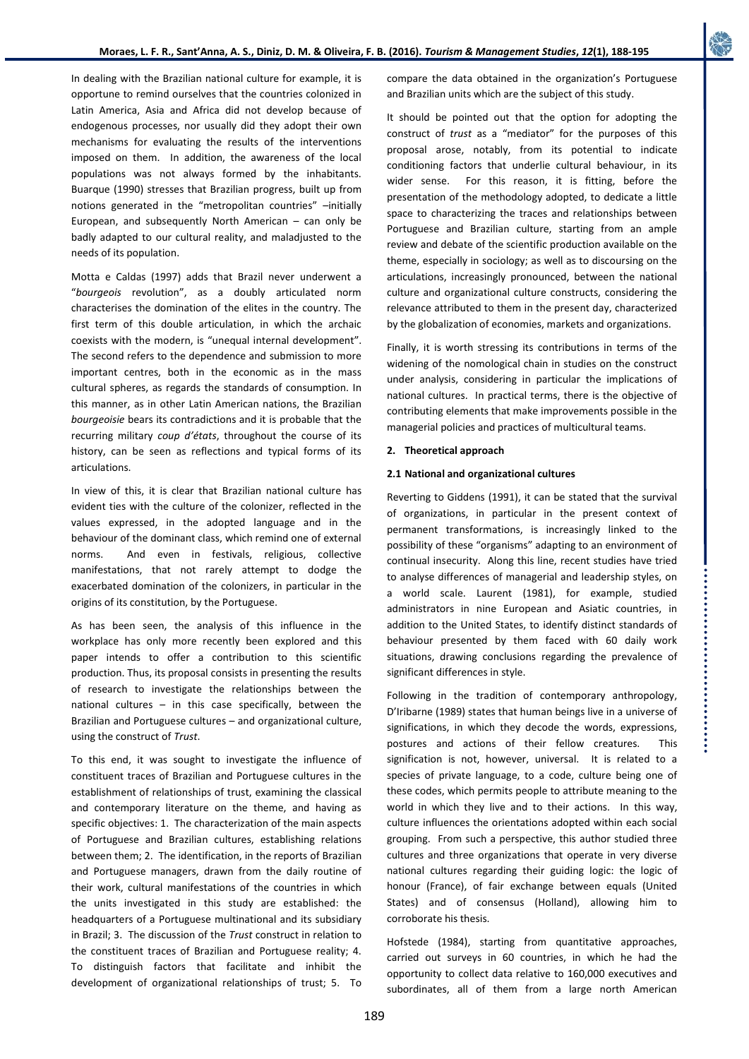In dealing with the Brazilian national culture for example, it is opportune to remind ourselves that the countries colonized in Latin America, Asia and Africa did not develop because of endogenous processes, nor usually did they adopt their own mechanisms for evaluating the results of the interventions imposed on them. In addition, the awareness of the local populations was not always formed by the inhabitants. Buarque (1990) stresses that Brazilian progress, built up from notions generated in the "metropolitan countries" –initially European, and subsequently North American – can only be badly adapted to our cultural reality, and maladjusted to the needs of its population.

Motta e Caldas (1997) adds that Brazil never underwent a "*bourgeois* revolution", as a doubly articulated norm characterises the domination of the elites in the country. The first term of this double articulation, in which the archaic coexists with the modern, is "unequal internal development". The second refers to the dependence and submission to more important centres, both in the economic as in the mass cultural spheres, as regards the standards of consumption. In this manner, as in other Latin American nations, the Brazilian *bourgeoisie* bears its contradictions and it is probable that the recurring military *coup d'états*, throughout the course of its history, can be seen as reflections and typical forms of its articulations.

In view of this, it is clear that Brazilian national culture has evident ties with the culture of the colonizer, reflected in the values expressed, in the adopted language and in the behaviour of the dominant class, which remind one of external norms. And even in festivals, religious, collective manifestations, that not rarely attempt to dodge the exacerbated domination of the colonizers, in particular in the origins of its constitution, by the Portuguese.

As has been seen, the analysis of this influence in the workplace has only more recently been explored and this paper intends to offer a contribution to this scientific production. Thus, its proposal consists in presenting the results of research to investigate the relationships between the national cultures – in this case specifically, between the Brazilian and Portuguese cultures – and organizational culture, using the construct of *Trust*.

To this end, it was sought to investigate the influence of constituent traces of Brazilian and Portuguese cultures in the establishment of relationships of trust, examining the classical and contemporary literature on the theme, and having as specific objectives: 1. The characterization of the main aspects of Portuguese and Brazilian cultures, establishing relations between them; 2. The identification, in the reports of Brazilian and Portuguese managers, drawn from the daily routine of their work, cultural manifestations of the countries in which the units investigated in this study are established: the headquarters of a Portuguese multinational and its subsidiary in Brazil; 3. The discussion of the *Trust* construct in relation to the constituent traces of Brazilian and Portuguese reality; 4. To distinguish factors that facilitate and inhibit the development of organizational relationships of trust; 5. To compare the data obtained in the organization's Portuguese and Brazilian units which are the subject of this study.

It should be pointed out that the option for adopting the construct of *trust* as a "mediator" for the purposes of this proposal arose, notably, from its potential to indicate conditioning factors that underlie cultural behaviour, in its wider sense. For this reason, it is fitting, before the presentation of the methodology adopted, to dedicate a little space to characterizing the traces and relationships between Portuguese and Brazilian culture, starting from an ample review and debate of the scientific production available on the theme, especially in sociology; as well as to discoursing on the articulations, increasingly pronounced, between the national culture and organizational culture constructs, considering the relevance attributed to them in the present day, characterized by the globalization of economies, markets and organizations.

Finally, it is worth stressing its contributions in terms of the widening of the nomological chain in studies on the construct under analysis, considering in particular the implications of national cultures. In practical terms, there is the objective of contributing elements that make improvements possible in the managerial policies and practices of multicultural teams.

## 2. Theoretical approach

### 2.1 National and organizational cultures

Reverting to Giddens (1991), it can be stated that the survival of organizations, in particular in the present context of permanent transformations, is increasingly linked to the possibility of these "organisms" adapting to an environment of continual insecurity. Along this line, recent studies have tried to analyse differences of managerial and leadership styles, on a world scale. Laurent (1981), for example, studied administrators in nine European and Asiatic countries, in addition to the United States, to identify distinct standards of behaviour presented by them faced with 60 daily work situations, drawing conclusions regarding the prevalence of significant differences in style.

Following in the tradition of contemporary anthropology, D'Iribarne (1989) states that human beings live in a universe of significations, in which they decode the words, expressions, postures and actions of their fellow creatures. This signification is not, however, universal. It is related to a species of private language, to a code, culture being one of these codes, which permits people to attribute meaning to the world in which they live and to their actions. In this way, culture influences the orientations adopted within each social grouping. From such a perspective, this author studied three cultures and three organizations that operate in very diverse national cultures regarding their guiding logic: the logic of honour (France), of fair exchange between equals (United States) and of consensus (Holland), allowing him to corroborate his thesis.

Hofstede (1984), starting from quantitative approaches, carried out surveys in 60 countries, in which he had the opportunity to collect data relative to 160,000 executives and subordinates, all of them from a large north American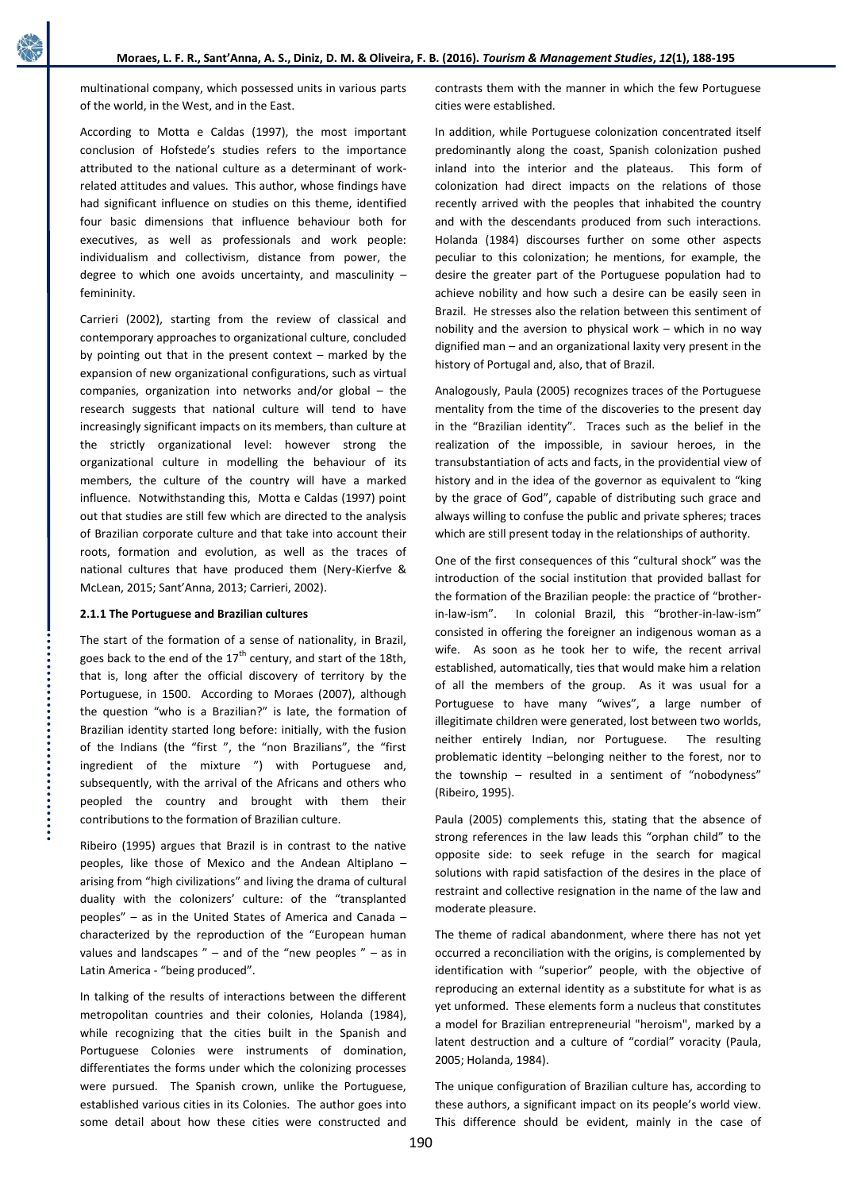multinational company, which possessed units in various parts of the world, in the West, and in the East.

According to Motta e Caldas (1997), the most important conclusion of Hofstede's studies refers to the importance attributed to the national culture as a determinant of work-related attitudes and values. This author, whose findings have had significant influence on studies on this theme, identified four basic dimensions that influence behaviour both for executives, as well as professionals and work people: individualism and collectivism, distance from power, the degree to which one avoids uncertainty, and masculinity – femininity.

Carrieri (2002), starting from the review of classical and contemporary approaches to organizational culture, concluded by pointing out that in the present context – marked by the expansion of new organizational configurations, such as virtual companies, organization into networks and/or global – the research suggests that national culture will tend to have increasingly significant impacts on its members, than culture at the strictly organizational level: however strong the organizational culture in modelling the behaviour of its members, the culture of the country will have a marked influence. Notwithstanding this, Motta e Caldas (1997) point out that studies are still few which are directed to the analysis of Brazilian corporate culture and that take into account their roots, formation and evolution, as well as the traces of national cultures that have produced them (Nery-Kierfve & McLean, 2015; Sant'Anna, 2013; Carrieri, 2002).

**2.1.1 The Portuguese and Brazilian cultures**

The start of the formation of a sense of nationality, in Brazil, goes back to the end of the 17th century, and start of the 18th, that is, long after the official discovery of territory by the Portuguese, in 1500. According to Moraes (2007), although the question "who is a Brazilian?" is late, the formation of Brazilian identity started long before: initially, with the fusion of the Indians (the "first ", the "non Brazilians", the "first ingredient of the mixture ") with Portuguese and, subsequently, with the arrival of the Africans and others who peopled the country and brought with them their contributions to the formation of Brazilian culture.

Ribeiro (1995) argues that Brazil is in contrast to the native peoples, like those of Mexico and the Andean Altiplano – arising from "high civilizations" and living the drama of cultural duality with the colonizers' culture: of the "transplanted peoples" – as in the United States of America and Canada – characterized by the reproduction of the "European human values and landscapes " – and of the "new peoples " – as in Latin America - "being produced".

In talking of the results of interactions between the different metropolitan countries and their colonies, Holanda (1984), while recognizing that the cities built in the Spanish and Portuguese Colonies were instruments of domination, differentiates the forms under which the colonizing processes were pursued. The Spanish crown, unlike the Portuguese, established various cities in its Colonies. The author goes into some detail about how these cities were constructed and contrasts them with the manner in which the few Portuguese cities were established.

In addition, while Portuguese colonization concentrated itself predominantly along the coast, Spanish colonization pushed inland into the interior and the plateaus. This form of colonization had direct impacts on the relations of those recently arrived with the peoples that inhabited the country and with the descendants produced from such interactions. Holanda (1984) discourses further on some other aspects peculiar to this colonization; he mentions, for example, the desire the greater part of the Portuguese population had to achieve nobility and how such a desire can be easily seen in Brazil. He stresses also the relation between this sentiment of nobility and the aversion to physical work – which in no way dignified man – and an organizational laxity very present in the history of Portugal and, also, that of Brazil.

Analogously, Paula (2005) recognizes traces of the Portuguese mentality from the time of the discoveries to the present day in the "Brazilian identity". Traces such as the belief in the realization of the impossible, in saviour heroes, in the transubstantiation of acts and facts, in the providential view of history and in the idea of the governor as equivalent to "king by the grace of God", capable of distributing such grace and always willing to confuse the public and private spheres; traces which are still present today in the relationships of authority.

One of the first consequences of this "cultural shock" was the introduction of the social institution that provided ballast for the formation of the Brazilian people: the practice of "brother-in-law-ism". In colonial Brazil, this "brother-in-law-ism" consisted in offering the foreigner an indigenous woman as a wife. As soon as he took her to wife, the recent arrival established, automatically, ties that would make him a relation of all the members of the group. As it was usual for a Portuguese to have many "wives", a large number of illegitimate children were generated, lost between two worlds, neither entirely Indian, nor Portuguese. The resulting problematic identity –belonging neither to the forest, nor to the township – resulted in a sentiment of "nobodyness" (Ribeiro, 1995).

Paula (2005) complements this, stating that the absence of strong references in the law leads this "orphan child" to the opposite side: to seek refuge in the search for magical solutions with rapid satisfaction of the desires in the place of restraint and collective resignation in the name of the law and moderate pleasure.

The theme of radical abandonment, where there has not yet occurred a reconciliation with the origins, is complemented by identification with "superior" people, with the objective of reproducing an external identity as a substitute for what is as yet unformed. These elements form a nucleus that constitutes a model for Brazilian entrepreneurial "heroism", marked by a latent destruction and a culture of "cordial" voracity (Paula, 2005; Holanda, 1984).

The unique configuration of Brazilian culture has, according to these authors, a significant impact on its people's world view. This difference should be evident, mainly in the case of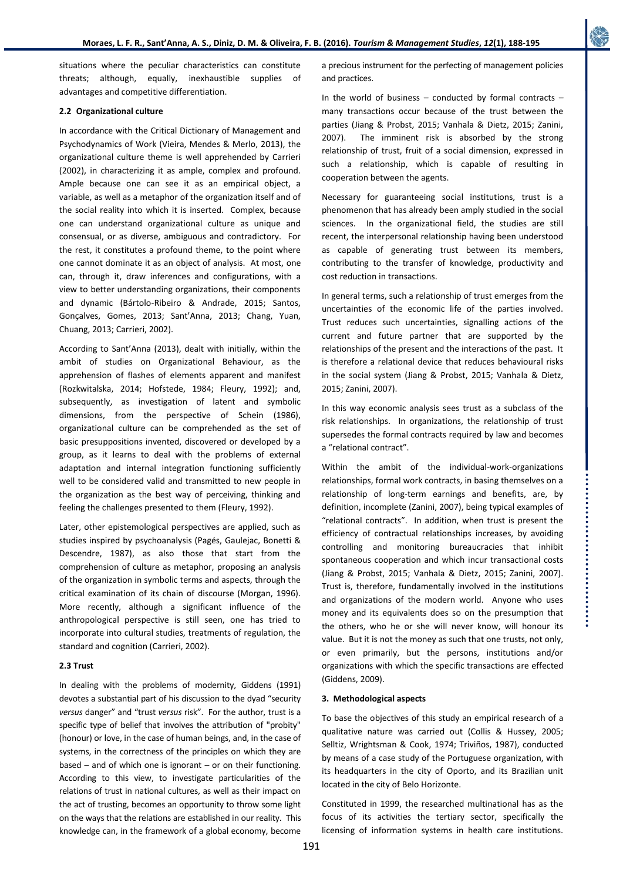situations where the peculiar characteristics can constitute threats; although, equally, inexhaustible supplies of advantages and competitive differentiation.

### 2.2 Organizational culture

In accordance with the Critical Dictionary of Management and Psychodynamics of Work (Vieira, Mendes & Merlo, 2013), the organizational culture theme is well apprehended by Carrieri (2002), in characterizing it as ample, complex and profound. Ample because one can see it as an empirical object, a variable, as well as a metaphor of the organization itself and of the social reality into which it is inserted. Complex, because one can understand organizational culture as unique and consensual, or as diverse, ambiguous and contradictory. For the rest, it constitutes a profound theme, to the point where one cannot dominate it as an object of analysis. At most, one can, through it, draw inferences and configurations, with a view to better understanding organizations, their components and dynamic (Bártolo-Ribeiro & Andrade, 2015; Santos, Gonçalves, Gomes, 2013; Sant'Anna, 2013; Chang, Yuan, Chuang, 2013; Carrieri, 2002).

According to Sant'Anna (2013), dealt with initially, within the ambit of studies on Organizational Behaviour, as the apprehension of flashes of elements apparent and manifest (Rozkwitalska, 2014; Hofstede, 1984; Fleury, 1992); and, subsequently, as investigation of latent and symbolic dimensions, from the perspective of Schein (1986), organizational culture can be comprehended as the set of basic presuppositions invented, discovered or developed by a group, as it learns to deal with the problems of external adaptation and internal integration functioning sufficiently well to be considered valid and transmitted to new people in the organization as the best way of perceiving, thinking and feeling the challenges presented to them (Fleury, 1992).

Later, other epistemological perspectives are applied, such as studies inspired by psychoanalysis (Pagés, Gaulejac, Bonetti & Descendre, 1987), as also those that start from the comprehension of culture as metaphor, proposing an analysis of the organization in symbolic terms and aspects, through the critical examination of its chain of discourse (Morgan, 1996). More recently, although a significant influence of the anthropological perspective is still seen, one has tried to incorporate into cultural studies, treatments of regulation, the standard and cognition (Carrieri, 2002).

### 2.3 Trust

In dealing with the problems of modernity, Giddens (1991) devotes a substantial part of his discussion to the dyad "security *versus* danger" and "trust *versus* risk". For the author, trust is a specific type of belief that involves the attribution of "probity" (honour) or love, in the case of human beings, and, in the case of systems, in the correctness of the principles on which they are based – and of which one is ignorant – or on their functioning. According to this view, to investigate particularities of the relations of trust in national cultures, as well as their impact on the act of trusting, becomes an opportunity to throw some light on the ways that the relations are established in our reality. This knowledge can, in the framework of a global economy, become a precious instrument for the perfecting of management policies and practices.

In the world of business – conducted by formal contracts – many transactions occur because of the trust between the parties (Jiang & Probst, 2015; Vanhala & Dietz, 2015; Zanini, 2007). The imminent risk is absorbed by the strong relationship of trust, fruit of a social dimension, expressed in such a relationship, which is capable of resulting in cooperation between the agents.

Necessary for guaranteeing social institutions, trust is a phenomenon that has already been amply studied in the social sciences. In the organizational field, the studies are still recent, the interpersonal relationship having been understood as capable of generating trust between its members, contributing to the transfer of knowledge, productivity and cost reduction in transactions.

In general terms, such a relationship of trust emerges from the uncertainties of the economic life of the parties involved. Trust reduces such uncertainties, signalling actions of the current and future partner that are supported by the relationships of the present and the interactions of the past. It is therefore a relational device that reduces behavioural risks in the social system (Jiang & Probst, 2015; Vanhala & Dietz, 2015; Zanini, 2007).

In this way economic analysis sees trust as a subclass of the risk relationships. In organizations, the relationship of trust supersedes the formal contracts required by law and becomes a "relational contract".

Within the ambit of the individual-work-organizations relationships, formal work contracts, in basing themselves on a relationship of long-term earnings and benefits, are, by definition, incomplete (Zanini, 2007), being typical examples of "relational contracts". In addition, when trust is present the efficiency of contractual relationships increases, by avoiding controlling and monitoring bureaucracies that inhibit spontaneous cooperation and which incur transactional costs (Jiang & Probst, 2015; Vanhala & Dietz, 2015; Zanini, 2007). Trust is, therefore, fundamentally involved in the institutions and organizations of the modern world. Anyone who uses money and its equivalents does so on the presumption that the others, who he or she will never know, will honour its value. But it is not the money as such that one trusts, not only, or even primarily, but the persons, institutions and/or organizations with which the specific transactions are effected (Giddens, 2009).

## 3. Methodological aspects

To base the objectives of this study an empirical research of a qualitative nature was carried out (Collis & Hussey, 2005; Selltiz, Wrightsman & Cook, 1974; Triviños, 1987), conducted by means of a case study of the Portuguese organization, with its headquarters in the city of Oporto, and its Brazilian unit located in the city of Belo Horizonte.

Constituted in 1999, the researched multinational has as the focus of its activities the tertiary sector, specifically the licensing of information systems in health care institutions.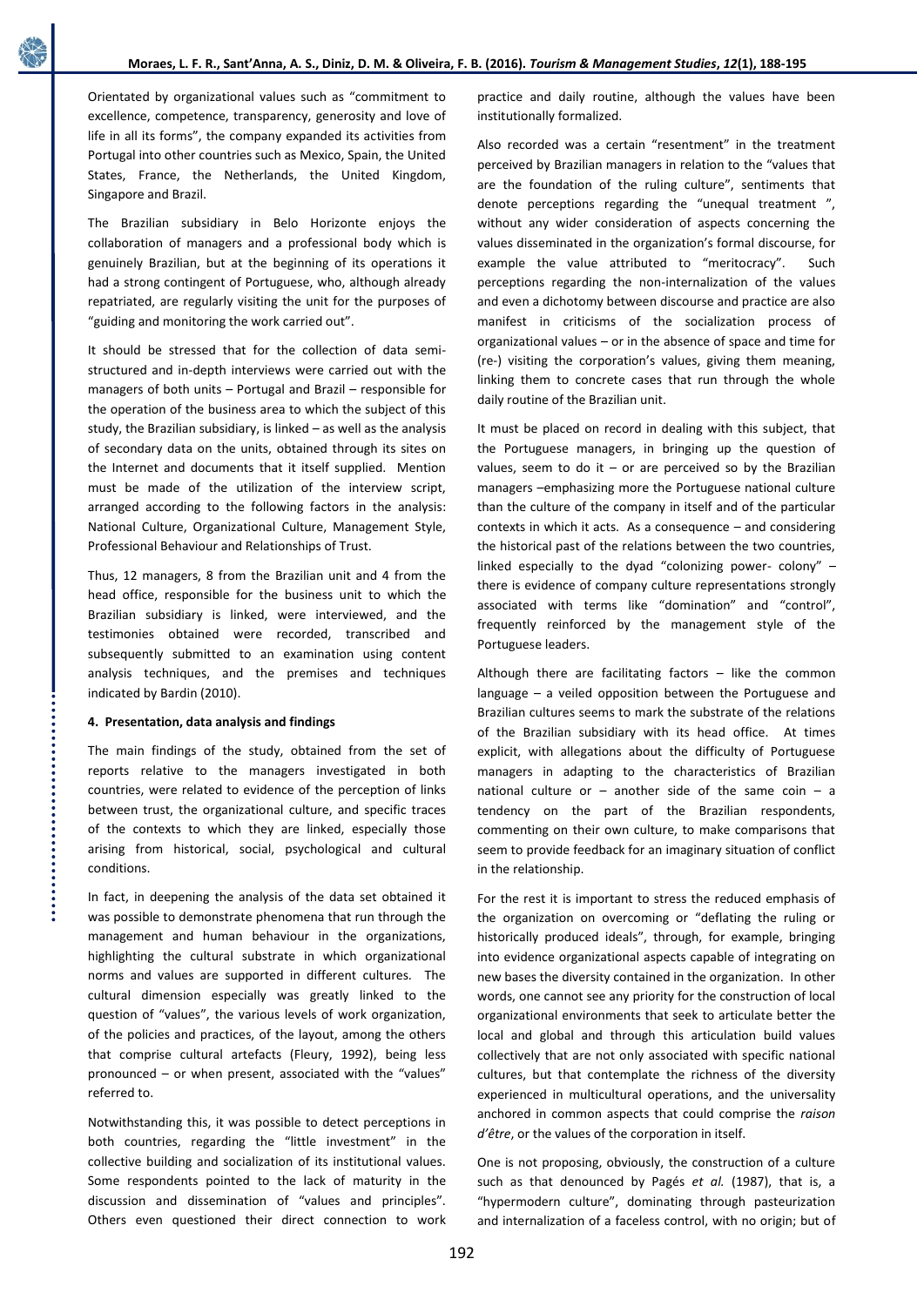Orientated by organizational values such as "commitment to excellence, competence, transparency, generosity and love of life in all its forms", the company expanded its activities from Portugal into other countries such as Mexico, Spain, the United States, France, the Netherlands, the United Kingdom, Singapore and Brazil.

The Brazilian subsidiary in Belo Horizonte enjoys the collaboration of managers and a professional body which is genuinely Brazilian, but at the beginning of its operations it had a strong contingent of Portuguese, who, although already repatriated, are regularly visiting the unit for the purposes of "guiding and monitoring the work carried out".

It should be stressed that for the collection of data semi-structured and in-depth interviews were carried out with the managers of both units – Portugal and Brazil – responsible for the operation of the business area to which the subject of this study, the Brazilian subsidiary, is linked – as well as the analysis of secondary data on the units, obtained through its sites on the Internet and documents that it itself supplied. Mention must be made of the utilization of the interview script, arranged according to the following factors in the analysis: National Culture, Organizational Culture, Management Style, Professional Behaviour and Relationships of Trust.

Thus, 12 managers, 8 from the Brazilian unit and 4 from the head office, responsible for the business unit to which the Brazilian subsidiary is linked, were interviewed, and the testimonies obtained were recorded, transcribed and subsequently submitted to an examination using content analysis techniques, and the premises and techniques indicated by Bardin (2010).

#### 4. Presentation, data analysis and findings

The main findings of the study, obtained from the set of reports relative to the managers investigated in both countries, were related to evidence of the perception of links between trust, the organizational culture, and specific traces of the contexts to which they are linked, especially those arising from historical, social, psychological and cultural conditions.

In fact, in deepening the analysis of the data set obtained it was possible to demonstrate phenomena that run through the management and human behaviour in the organizations, highlighting the cultural substrate in which organizational norms and values are supported in different cultures. The cultural dimension especially was greatly linked to the question of "values", the various levels of work organization, of the policies and practices, of the layout, among the others that comprise cultural artefacts (Fleury, 1992), being less pronounced – or when present, associated with the "values" referred to.

Notwithstanding this, it was possible to detect perceptions in both countries, regarding the "little investment" in the collective building and socialization of its institutional values. Some respondents pointed to the lack of maturity in the discussion and dissemination of "values and principles". Others even questioned their direct connection to work practice and daily routine, although the values have been institutionally formalized.

Also recorded was a certain "resentment" in the treatment perceived by Brazilian managers in relation to the "values that are the foundation of the ruling culture", sentiments that denote perceptions regarding the "unequal treatment ", without any wider consideration of aspects concerning the values disseminated in the organization's formal discourse, for example the value attributed to "meritocracy". Such perceptions regarding the non-internalization of the values and even a dichotomy between discourse and practice are also manifest in criticisms of the socialization process of organizational values – or in the absence of space and time for (re-) visiting the corporation's values, giving them meaning, linking them to concrete cases that run through the whole daily routine of the Brazilian unit.

It must be placed on record in dealing with this subject, that the Portuguese managers, in bringing up the question of values, seem to do it – or are perceived so by the Brazilian managers –emphasizing more the Portuguese national culture than the culture of the company in itself and of the particular contexts in which it acts. As a consequence – and considering the historical past of the relations between the two countries, linked especially to the dyad "colonizing power- colony" – there is evidence of company culture representations strongly associated with terms like "domination" and "control", frequently reinforced by the management style of the Portuguese leaders.

Although there are facilitating factors – like the common language – a veiled opposition between the Portuguese and Brazilian cultures seems to mark the substrate of the relations of the Brazilian subsidiary with its head office. At times explicit, with allegations about the difficulty of Portuguese managers in adapting to the characteristics of Brazilian national culture or – another side of the same coin – a tendency on the part of the Brazilian respondents, commenting on their own culture, to make comparisons that seem to provide feedback for an imaginary situation of conflict in the relationship.

For the rest it is important to stress the reduced emphasis of the organization on overcoming or "deflating the ruling or historically produced ideals", through, for example, bringing into evidence organizational aspects capable of integrating on new bases the diversity contained in the organization. In other words, one cannot see any priority for the construction of local organizational environments that seek to articulate better the local and global and through this articulation build values collectively that are not only associated with specific national cultures, but that contemplate the richness of the diversity experienced in multicultural operations, and the universality anchored in common aspects that could comprise the *raison d'être*, or the values of the corporation in itself.

One is not proposing, obviously, the construction of a culture such as that denounced by Pagés *et al.* (1987), that is, a "hypermodern culture", dominating through pasteurization and internalization of a faceless control, with no origin; but of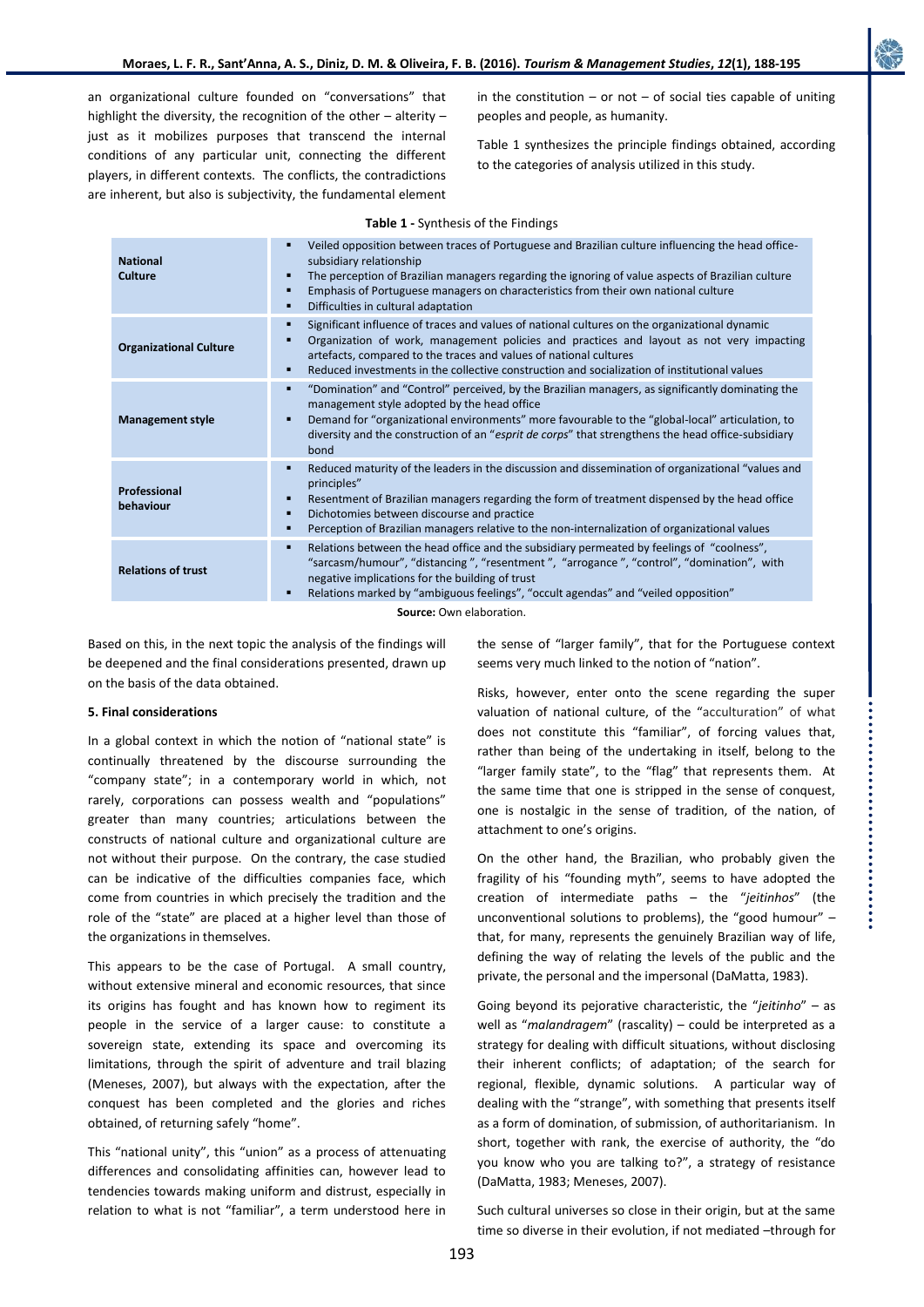an organizational culture founded on "conversations" that highlight the diversity, the recognition of the other – alterity – just as it mobilizes purposes that transcend the internal conditions of any particular unit, connecting the different players, in different contexts. The conflicts, the contradictions are inherent, but also is subjectivity, the fundamental element in the constitution – or not – of social ties capable of uniting peoples and people, as humanity.

Table 1 synthesizes the principle findings obtained, according to the categories of analysis utilized in this study.

**Table 1 -** Synthesis of the Findings

| | |
|---|---|
| **National Culture** | ▪ Veiled opposition between traces of Portuguese and Brazilian culture influencing the head office-subsidiary relationship<br>▪ The perception of Brazilian managers regarding the ignoring of value aspects of Brazilian culture<br>▪ Emphasis of Portuguese managers on characteristics from their own national culture<br>▪ Difficulties in cultural adaptation |
| **Organizational Culture** | ▪ Significant influence of traces and values of national cultures on the organizational dynamic<br>▪ Organization of work, management policies and practices and layout as not very impacting artefacts, compared to the traces and values of national cultures<br>▪ Reduced investments in the collective construction and socialization of institutional values |
| **Management style** | ▪ "Domination" and "Control" perceived, by the Brazilian managers, as significantly dominating the management style adopted by the head office<br>▪ Demand for "organizational environments" more favourable to the "global-local" articulation, to diversity and the construction of an "*esprit de corps*" that strengthens the head office-subsidiary bond |
| **Professional behaviour** | ▪ Reduced maturity of the leaders in the discussion and dissemination of organizational "values and principles"<br>▪ Resentment of Brazilian managers regarding the form of treatment dispensed by the head office<br>▪ Dichotomies between discourse and practice<br>▪ Perception of Brazilian managers relative to the non-internalization of organizational values |
| **Relations of trust** | ▪ Relations between the head office and the subsidiary permeated by feelings of "coolness", "sarcasm/humour", "distancing ", "resentment ", "arrogance ", "control", "domination", with negative implications for the building of trust<br>▪ Relations marked by "ambiguous feelings", "occult agendas" and "veiled opposition" |

**Source:** Own elaboration.

Based on this, in the next topic the analysis of the findings will be deepened and the final considerations presented, drawn up on the basis of the data obtained.

### 5. Final considerations

In a global context in which the notion of "national state" is continually threatened by the discourse surrounding the "company state"; in a contemporary world in which, not rarely, corporations can possess wealth and "populations" greater than many countries; articulations between the constructs of national culture and organizational culture are not without their purpose. On the contrary, the case studied can be indicative of the difficulties companies face, which come from countries in which precisely the tradition and the role of the "state" are placed at a higher level than those of the organizations in themselves.

This appears to be the case of Portugal. A small country, without extensive mineral and economic resources, that since its origins has fought and has known how to regiment its people in the service of a larger cause: to constitute a sovereign state, extending its space and overcoming its limitations, through the spirit of adventure and trail blazing (Meneses, 2007), but always with the expectation, after the conquest has been completed and the glories and riches obtained, of returning safely "home".

This "national unity", this "union" as a process of attenuating differences and consolidating affinities can, however lead to tendencies towards making uniform and distrust, especially in relation to what is not "familiar", a term understood here in the sense of "larger family", that for the Portuguese context seems very much linked to the notion of "nation".

Risks, however, enter onto the scene regarding the super valuation of national culture, of the "acculturation" of what does not constitute this "familiar", of forcing values that, rather than being of the undertaking in itself, belong to the "larger family state", to the "flag" that represents them. At the same time that one is stripped in the sense of conquest, one is nostalgic in the sense of tradition, of the nation, of attachment to one's origins.

On the other hand, the Brazilian, who probably given the fragility of his "founding myth", seems to have adopted the creation of intermediate paths – the "*jeitinhos*" (the unconventional solutions to problems), the "good humour" – that, for many, represents the genuinely Brazilian way of life, defining the way of relating the levels of the public and the private, the personal and the impersonal (DaMatta, 1983).

Going beyond its pejorative characteristic, the "*jeitinho*" – as well as "*malandragem*" (rascality) – could be interpreted as a strategy for dealing with difficult situations, without disclosing their inherent conflicts; of adaptation; of the search for regional, flexible, dynamic solutions. A particular way of dealing with the "strange", with something that presents itself as a form of domination, of submission, of authoritarianism. In short, together with rank, the exercise of authority, the "do you know who you are talking to?", a strategy of resistance (DaMatta, 1983; Meneses, 2007).

Such cultural universes so close in their origin, but at the same time so diverse in their evolution, if not mediated –through for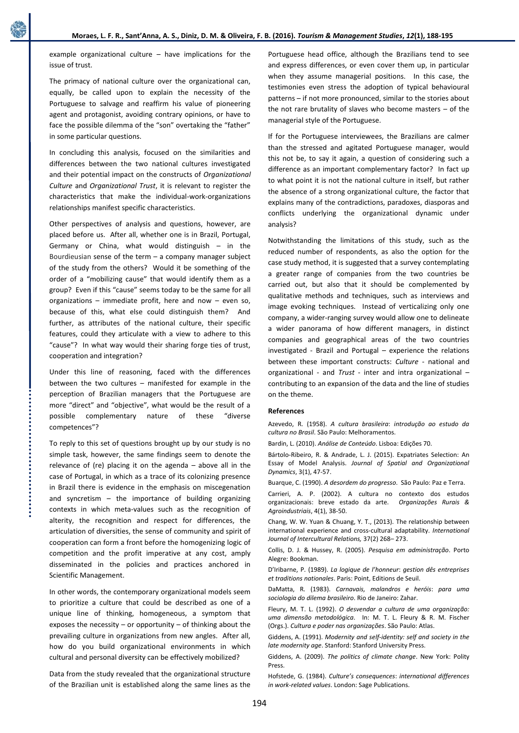example organizational culture – have implications for the issue of trust.

The primacy of national culture over the organizational can, equally, be called upon to explain the necessity of the Portuguese to salvage and reaffirm his value of pioneering agent and protagonist, avoiding contrary opinions, or have to face the possible dilemma of the "son" overtaking the "father" in some particular questions.

In concluding this analysis, focused on the similarities and differences between the two national cultures investigated and their potential impact on the constructs of *Organizational Culture* and *Organizational Trust*, it is relevant to register the characteristics that make the individual-work-organizations relationships manifest specific characteristics.

Other perspectives of analysis and questions, however, are placed before us. After all, whether one is in Brazil, Portugal, Germany or China, what would distinguish – in the Bourdieusian sense of the term – a company manager subject of the study from the others? Would it be something of the order of a "mobilizing cause" that would identify them as a group? Even if this "cause" seems today to be the same for all organizations – immediate profit, here and now – even so, because of this, what else could distinguish them? And further, as attributes of the national culture, their specific features, could they articulate with a view to adhere to this "cause"? In what way would their sharing forge ties of trust, cooperation and integration?

Under this line of reasoning, faced with the differences between the two cultures – manifested for example in the perception of Brazilian managers that the Portuguese are more "direct" and "objective", what would be the result of a possible complementary nature of these "diverse competences"?

To reply to this set of questions brought up by our study is no simple task, however, the same findings seem to denote the relevance of (re) placing it on the agenda – above all in the case of Portugal, in which as a trace of its colonizing presence in Brazil there is evidence in the emphasis on miscegenation and syncretism – the importance of building organizing contexts in which meta-values such as the recognition of alterity, the recognition and respect for differences, the articulation of diversities, the sense of community and spirit of cooperation can form a front before the homogenizing logic of competition and the profit imperative at any cost, amply disseminated in the policies and practices anchored in Scientific Management.

In other words, the contemporary organizational models seem to prioritize a culture that could be described as one of a unique line of thinking, homogeneous, a symptom that exposes the necessity – or opportunity – of thinking about the prevailing culture in organizations from new angles. After all, how do you build organizational environments in which cultural and personal diversity can be effectively mobilized?

Data from the study revealed that the organizational structure of the Brazilian unit is established along the same lines as the Portuguese head office, although the Brazilians tend to see and express differences, or even cover them up, in particular when they assume managerial positions. In this case, the testimonies even stress the adoption of typical behavioural patterns – if not more pronounced, similar to the stories about the not rare brutality of slaves who become masters – of the managerial style of the Portuguese.

If for the Portuguese interviewees, the Brazilians are calmer than the stressed and agitated Portuguese manager, would this not be, to say it again, a question of considering such a difference as an important complementary factor? In fact up to what point it is not the national culture in itself, but rather the absence of a strong organizational culture, the factor that explains many of the contradictions, paradoxes, diasporas and conflicts underlying the organizational dynamic under analysis?

Notwithstanding the limitations of this study, such as the reduced number of respondents, as also the option for the case study method, it is suggested that a survey contemplating a greater range of companies from the two countries be carried out, but also that it should be complemented by qualitative methods and techniques, such as interviews and image evoking techniques. Instead of verticalizing only one company, a wider-ranging survey would allow one to delineate a wider panorama of how different managers, in distinct companies and geographical areas of the two countries investigated - Brazil and Portugal – experience the relations between these important constructs: *Culture* - national and organizational - and *Trust* - inter and intra organizational – contributing to an expansion of the data and the line of studies on the theme.

## References

Azevedo, R. (1958). *A cultura brasileira*: *introdução ao estudo da cultura no Brasil*. São Paulo: Melhoramentos.

Bardin, L. (2010). *Análise de Conteúdo*. Lisboa: Edições 70.

Bártolo-Ribeiro, R. & Andrade, L. J. (2015). Expatriates Selection: An Essay of Model Analysis. *Journal of Spatial and Organizational Dynamics*, 3(1), 47-57.

Buarque, C. (1990). *A desordem do progresso*. São Paulo: Paz e Terra.

Carrieri, A. P. (2002). A cultura no contexto dos estudos organizacionais: breve estado da arte. *Organizações Rurais & Agroindustriais*, 4(1), 38-50.

Chang, W. W. Yuan & Chuang, Y. T., (2013). The relationship between international experience and cross-cultural adaptability. *International Journal of Intercultural Relations,* 37(2) 268– 273.

Collis, D. J. & Hussey, R. (2005). *Pesquisa em administração*. Porto Alegre: Bookman.

D'Iribarne, P. (1989). *La logique de l'honneur*: *gestion dês entreprises et traditions nationales*. Paris: Point, Editions de Seuil.

DaMatta, R. (1983). *Carnavais, malandros e heróis*: *para uma sociologia do dilema brasileiro*. Rio de Janeiro: Zahar.

Fleury, M. T. L. (1992). *O desvendar a cultura de uma organização: uma dimensão metodológica*. In: M. T. L. Fleury & R. M. Fischer (Orgs.). *Cultura e poder nas organizações*. São Paulo: Atlas.

Giddens, A. (1991). *Modernity and self-identity: self and society in the late modernity age*. Stanford: Stanford University Press.

Giddens, A. (2009). *The politics of climate change*. New York: Polity Press.

Hofstede, G. (1984). *Culture's consequences*: *international differences in work-related values*. London: Sage Publications.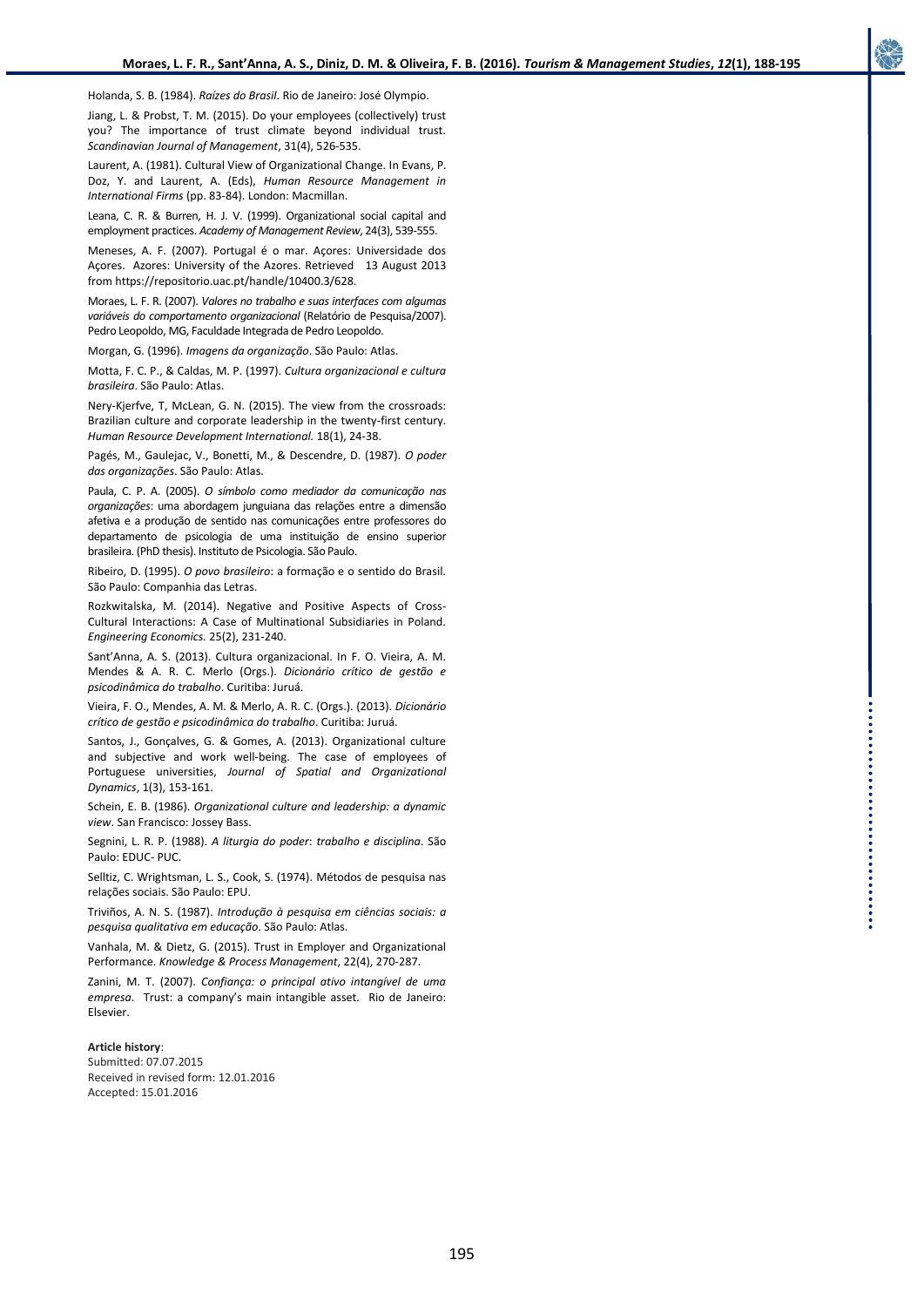Holanda, S. B. (1984). *Raízes do Brasil*. Rio de Janeiro: José Olympio.

Jiang, L. & Probst, T. M. (2015). Do your employees (collectively) trust you? The importance of trust climate beyond individual trust. *Scandinavian Journal of Management*, 31(4), 526-535.

Laurent, A. (1981). Cultural View of Organizational Change. In Evans, P. Doz, Y. and Laurent, A. (Eds), *Human Resource Management in International Firms* (pp. 83-84). London: Macmillan.

Leana, C. R. & Burren, H. J. V. (1999). Organizational social capital and employment practices. *Academy of Management Review*, 24(3), 539-555.

Meneses, A. F. (2007). Portugal é o mar. Açores: Universidade dos Açores. Azores: University of the Azores. Retrieved 13 August 2013 from https://repositorio.uac.pt/handle/10400.3/628.

Moraes, L. F. R. (2007). *Valores no trabalho e suas interfaces com algumas variáveis do comportamento organizacional* (Relatório de Pesquisa/2007). Pedro Leopoldo, MG, Faculdade Integrada de Pedro Leopoldo.

Morgan, G. (1996). *Imagens da organização*. São Paulo: Atlas.

Motta, F. C. P., & Caldas, M. P. (1997). *Cultura organizacional e cultura brasileira*. São Paulo: Atlas.

Nery-Kjerfve, T, McLean, G. N. (2015). The view from the crossroads: Brazilian culture and corporate leadership in the twenty-first century. *Human Resource Development International.* 18(1), 24-38.

Pagés, M., Gaulejac, V., Bonetti, M., & Descendre, D. (1987). *O poder das organizações*. São Paulo: Atlas.

Paula, C. P. A. (2005). *O símbolo como mediador da comunicação nas organizações*: uma abordagem junguiana das relações entre a dimensão afetiva e a produção de sentido nas comunicações entre professores do departamento de psicologia de uma instituição de ensino superior brasileira. (PhD thesis). Instituto de Psicologia. São Paulo.

Ribeiro, D. (1995). *O povo brasileiro*: a formação e o sentido do Brasil. São Paulo: Companhia das Letras.

Rozkwitalska, M. (2014). Negative and Positive Aspects of Cross-Cultural Interactions: A Case of Multinational Subsidiaries in Poland. *Engineering Economics.* 25(2), 231-240.

Sant'Anna, A. S. (2013). Cultura organizacional. In F. O. Vieira, A. M. Mendes & A. R. C. Merlo (Orgs.). *Dicionário crítico de gestão e psicodinâmica do trabalho*. Curitiba: Juruá.

Vieira, F. O., Mendes, A. M. & Merlo, A. R. C. (Orgs.). (2013). *Dicionário crítico de gestão e psicodinâmica do trabalho*. Curitiba: Juruá.

Santos, J., Gonçalves, G. & Gomes, A. (2013). Organizational culture and subjective and work well-being. The case of employees of Portuguese universities, *Journal of Spatial and Organizational Dynamics*, 1(3), 153-161.

Schein, E. B. (1986). *Organizational culture and leadership: a dynamic view*. San Francisco: Jossey Bass.

Segnini, L. R. P. (1988). *A liturgia do poder*: *trabalho e disciplina*. São Paulo: EDUC- PUC.

Selltiz, C. Wrightsman, L. S., Cook, S. (1974). Métodos de pesquisa nas relações sociais. São Paulo: EPU.

Triviños, A. N. S. (1987). *Introdução à pesquisa em ciências sociais: a pesquisa qualitativa em educação*. São Paulo: Atlas.

Vanhala, M. & Dietz, G. (2015). Trust in Employer and Organizational Performance. *Knowledge & Process Management*, 22(4), 270-287.

Zanini, M. T. (2007). *Confiança: o principal ativo intangível de uma empresa*. Trust: a company's main intangible asset. Rio de Janeiro: Elsevier.

**Article history**:
Submitted: 07.07.2015
Received in revised form: 12.01.2016
Accepted: 15.01.2016